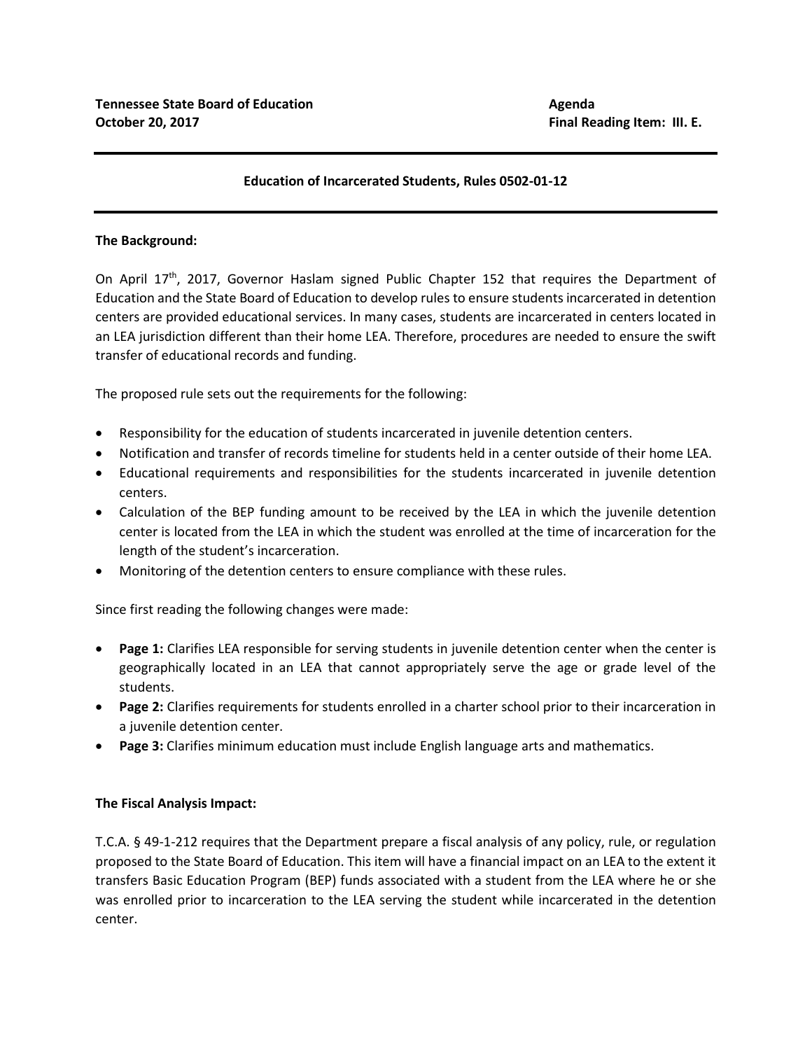**Tennessee State Board of Education**  
**October 20, 2017**

**Agenda**  
**Final Reading Item: III. E.**

---

**Education of Incarcerated Students, Rules 0502-01-12**

---

**The Background:**

On April 17th, 2017, Governor Haslam signed Public Chapter 152 that requires the Department of Education and the State Board of Education to develop rules to ensure students incarcerated in detention centers are provided educational services. In many cases, students are incarcerated in centers located in an LEA jurisdiction different than their home LEA. Therefore, procedures are needed to ensure the swift transfer of educational records and funding.

The proposed rule sets out the requirements for the following:

- Responsibility for the education of students incarcerated in juvenile detention centers.
- Notification and transfer of records timeline for students held in a center outside of their home LEA.
- Educational requirements and responsibilities for the students incarcerated in juvenile detention centers.
- Calculation of the BEP funding amount to be received by the LEA in which the juvenile detention center is located from the LEA in which the student was enrolled at the time of incarceration for the length of the student's incarceration.
- Monitoring of the detention centers to ensure compliance with these rules.

Since first reading the following changes were made:

- **Page 1:** Clarifies LEA responsible for serving students in juvenile detention center when the center is geographically located in an LEA that cannot appropriately serve the age or grade level of the students.
- **Page 2:** Clarifies requirements for students enrolled in a charter school prior to their incarceration in a juvenile detention center.
- **Page 3:** Clarifies minimum education must include English language arts and mathematics.

**The Fiscal Analysis Impact:**

T.C.A. § 49-1-212 requires that the Department prepare a fiscal analysis of any policy, rule, or regulation proposed to the State Board of Education. This item will have a financial impact on an LEA to the extent it transfers Basic Education Program (BEP) funds associated with a student from the LEA where he or she was enrolled prior to incarceration to the LEA serving the student while incarcerated in the detention center.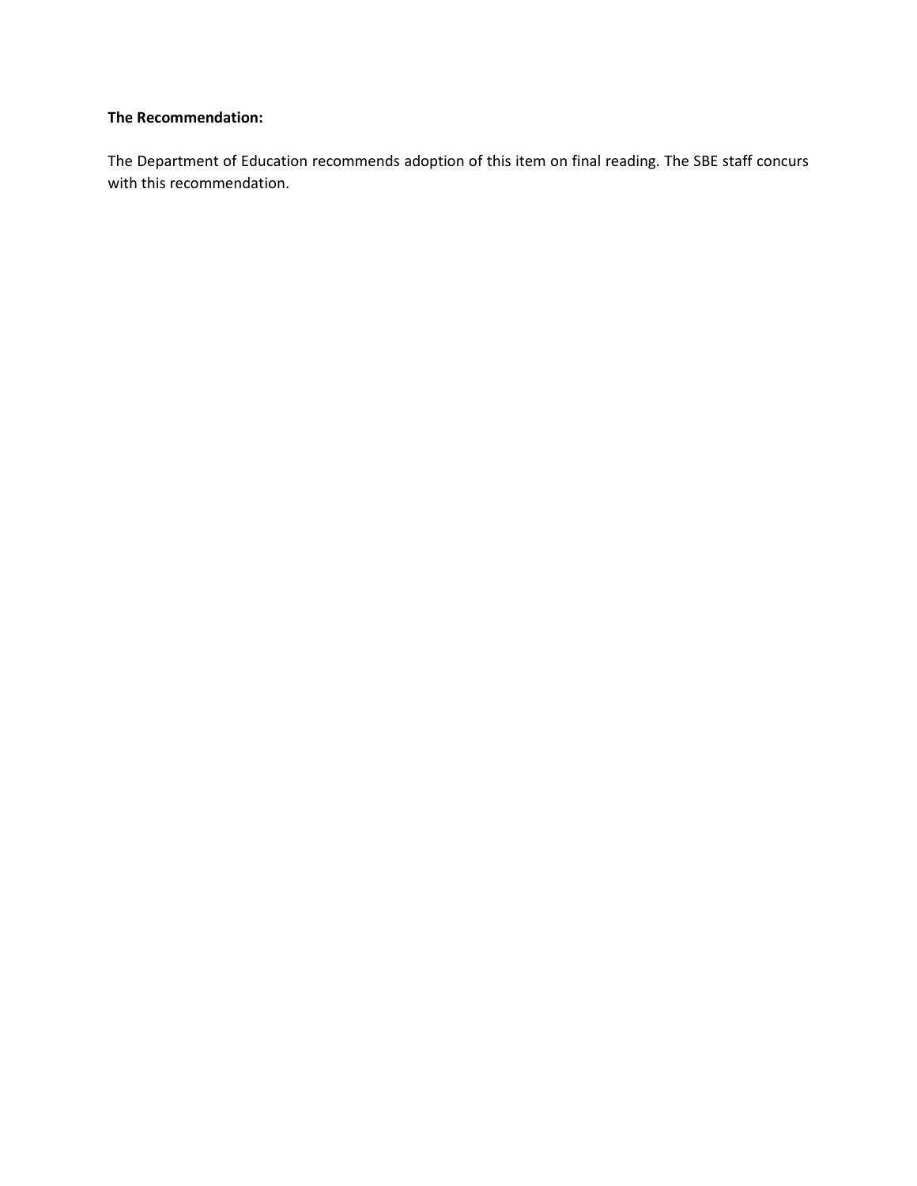**The Recommendation:**

The Department of Education recommends adoption of this item on final reading. The SBE staff concurs with this recommendation.